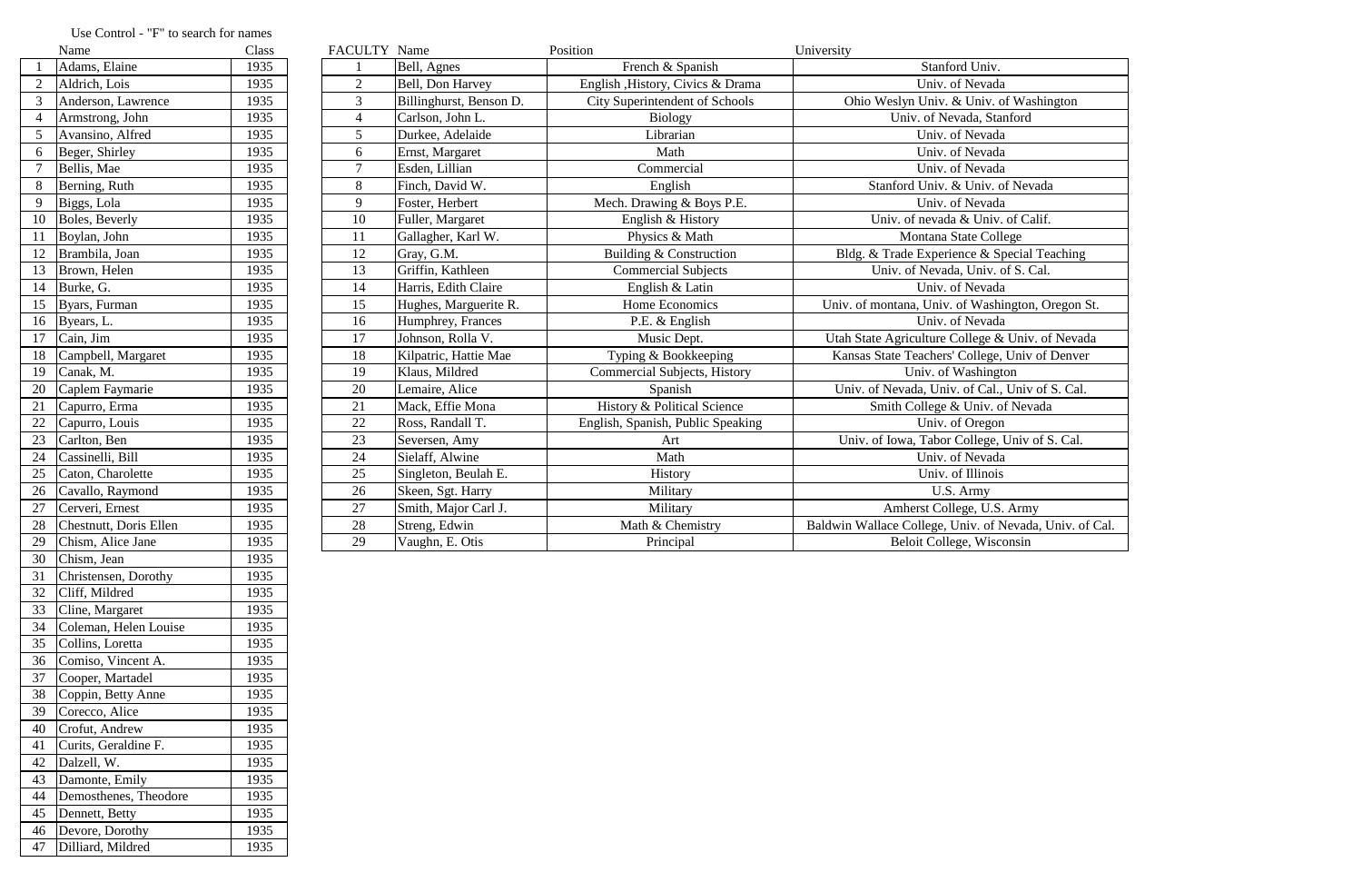Use Control - "F" to search for names

|  | Name | Class |
|---|---|---|
| 1 | Adams, Elaine | 1935 |
| 2 | Aldrich, Lois | 1935 |
| 3 | Anderson, Lawrence | 1935 |
| 4 | Armstrong, John | 1935 |
| 5 | Avansino, Alfred | 1935 |
| 6 | Beger, Shirley | 1935 |
| 7 | Bellis, Mae | 1935 |
| 8 | Berning, Ruth | 1935 |
| 9 | Biggs, Lola | 1935 |
| 10 | Boles, Beverly | 1935 |
| 11 | Boylan, John | 1935 |
| 12 | Brambila, Joan | 1935 |
| 13 | Brown, Helen | 1935 |
| 14 | Burke, G. | 1935 |
| 15 | Byars, Furman | 1935 |
| 16 | Byears, L. | 1935 |
| 17 | Cain, Jim | 1935 |
| 18 | Campbell, Margaret | 1935 |
| 19 | Canak, M. | 1935 |
| 20 | Caplem Faymarie | 1935 |
| 21 | Capurro, Erma | 1935 |
| 22 | Capurro, Louis | 1935 |
| 23 | Carlton, Ben | 1935 |
| 24 | Cassinelli, Bill | 1935 |
| 25 | Caton, Charolette | 1935 |
| 26 | Cavallo, Raymond | 1935 |
| 27 | Cerveri, Ernest | 1935 |
| 28 | Chestnutt, Doris Ellen | 1935 |
| 29 | Chism, Alice Jane | 1935 |
| 30 | Chism, Jean | 1935 |
| 31 | Christensen, Dorothy | 1935 |
| 32 | Cliff, Mildred | 1935 |
| 33 | Cline, Margaret | 1935 |
| 34 | Coleman, Helen Louise | 1935 |
| 35 | Collins, Loretta | 1935 |
| 36 | Comiso, Vincent A. | 1935 |
| 37 | Cooper, Martadel | 1935 |
| 38 | Coppin, Betty Anne | 1935 |
| 39 | Corecco, Alice | 1935 |
| 40 | Crofut, Andrew | 1935 |
| 41 | Curits, Geraldine F. | 1935 |
| 42 | Dalzell, W. | 1935 |
| 43 | Damonte, Emily | 1935 |
| 44 | Demosthenes, Theodore | 1935 |
| 45 | Dennett, Betty | 1935 |
| 46 | Devore, Dorothy | 1935 |
| 47 | Dilliard, Mildred | 1935 |

| FACULTY | Name | Position | University |
|---|---|---|---|
| 1 | Bell, Agnes | French & Spanish | Stanford Univ. |
| 2 | Bell, Don Harvey | English ,History, Civics & Drama | Univ. of Nevada |
| 3 | Billinghurst, Benson D. | City Superintendent of Schools | Ohio Weslyn Univ. & Univ. of Washington |
| 4 | Carlson, John L. | Biology | Univ. of Nevada, Stanford |
| 5 | Durkee, Adelaide | Librarian | Univ. of Nevada |
| 6 | Ernst, Margaret | Math | Univ. of Nevada |
| 7 | Esden, Lillian | Commercial | Univ. of Nevada |
| 8 | Finch, David W. | English | Stanford Univ. & Univ. of Nevada |
| 9 | Foster, Herbert | Mech. Drawing & Boys P.E. | Univ. of Nevada |
| 10 | Fuller, Margaret | English & History | Univ. of nevada & Univ. of Calif. |
| 11 | Gallagher, Karl W. | Physics & Math | Montana State College |
| 12 | Gray, G.M. | Building & Construction | Bldg. & Trade Experience & Special Teaching |
| 13 | Griffin, Kathleen | Commercial Subjects | Univ. of Nevada, Univ. of S. Cal. |
| 14 | Harris, Edith Claire | English & Latin | Univ. of Nevada |
| 15 | Hughes, Marguerite R. | Home Economics | Univ. of montana, Univ. of Washington, Oregon St. |
| 16 | Humphrey, Frances | P.E. & English | Univ. of Nevada |
| 17 | Johnson, Rolla V. | Music Dept. | Utah State Agriculture College & Univ. of Nevada |
| 18 | Kilpatric, Hattie Mae | Typing & Bookkeeping | Kansas State Teachers' College, Univ of Denver |
| 19 | Klaus, Mildred | Commercial Subjects, History | Univ. of Washington |
| 20 | Lemaire, Alice | Spanish | Univ. of Nevada, Univ. of Cal., Univ of S. Cal. |
| 21 | Mack, Effie Mona | History & Political Science | Smith College & Univ. of Nevada |
| 22 | Ross, Randall T. | English, Spanish, Public Speaking | Univ. of Oregon |
| 23 | Seversen, Amy | Art | Univ. of Iowa, Tabor College, Univ of S. Cal. |
| 24 | Sielaff, Alwine | Math | Univ. of Nevada |
| 25 | Singleton, Beulah E. | History | Univ. of Illinois |
| 26 | Skeen, Sgt. Harry | Military | U.S. Army |
| 27 | Smith, Major Carl J. | Military | Amherst College, U.S. Army |
| 28 | Streng, Edwin | Math & Chemistry | Baldwin Wallace College, Univ. of Nevada, Univ. of Cal. |
| 29 | Vaughn, E. Otis | Principal | Beloit College, Wisconsin |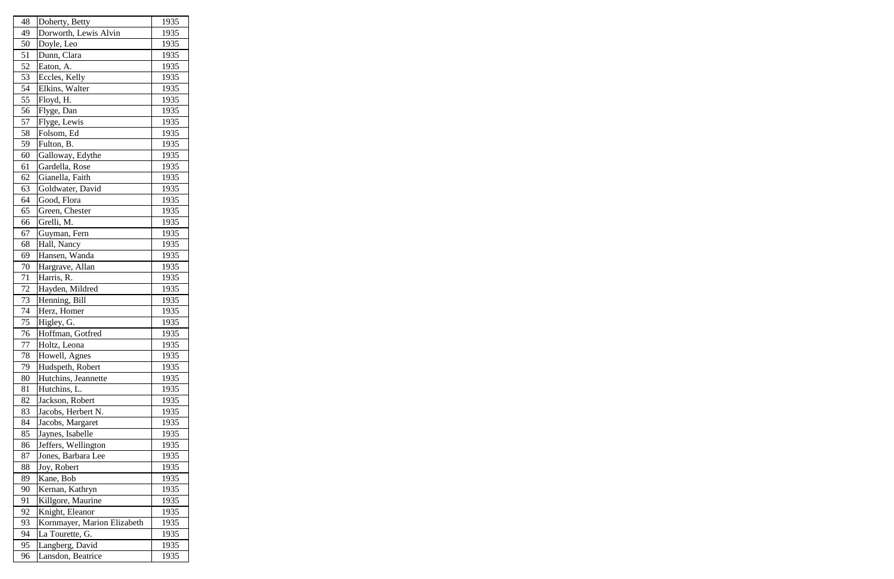| 48 | Doherty, Betty | 1935 |
|---|---|---|
| 49 | Dorworth, Lewis Alvin | 1935 |
| 50 | Doyle, Leo | 1935 |
| 51 | Dunn, Clara | 1935 |
| 52 | Eaton, A. | 1935 |
| 53 | Eccles, Kelly | 1935 |
| 54 | Elkins, Walter | 1935 |
| 55 | Floyd, H. | 1935 |
| 56 | Flyge, Dan | 1935 |
| 57 | Flyge, Lewis | 1935 |
| 58 | Folsom, Ed | 1935 |
| 59 | Fulton, B. | 1935 |
| 60 | Galloway, Edythe | 1935 |
| 61 | Gardella, Rose | 1935 |
| 62 | Gianella, Faith | 1935 |
| 63 | Goldwater, David | 1935 |
| 64 | Good, Flora | 1935 |
| 65 | Green, Chester | 1935 |
| 66 | Grelli, M. | 1935 |
| 67 | Guyman, Fern | 1935 |
| 68 | Hall, Nancy | 1935 |
| 69 | Hansen, Wanda | 1935 |
| 70 | Hargrave, Allan | 1935 |
| 71 | Harris, R. | 1935 |
| 72 | Hayden, Mildred | 1935 |
| 73 | Henning, Bill | 1935 |
| 74 | Herz, Homer | 1935 |
| 75 | Higley, G. | 1935 |
| 76 | Hoffman, Gotfred | 1935 |
| 77 | Holtz, Leona | 1935 |
| 78 | Howell, Agnes | 1935 |
| 79 | Hudspeth, Robert | 1935 |
| 80 | Hutchins, Jeannette | 1935 |
| 81 | Hutchins, L. | 1935 |
| 82 | Jackson, Robert | 1935 |
| 83 | Jacobs, Herbert N. | 1935 |
| 84 | Jacobs, Margaret | 1935 |
| 85 | Jaynes, Isabelle | 1935 |
| 86 | Jeffers, Wellington | 1935 |
| 87 | Jones, Barbara Lee | 1935 |
| 88 | Joy, Robert | 1935 |
| 89 | Kane, Bob | 1935 |
| 90 | Kernan, Kathryn | 1935 |
| 91 | Killgore, Maurine | 1935 |
| 92 | Knight, Eleanor | 1935 |
| 93 | Kornmayer, Marion Elizabeth | 1935 |
| 94 | La Tourette, G. | 1935 |
| 95 | Langberg, David | 1935 |
| 96 | Lansdon, Beatrice | 1935 |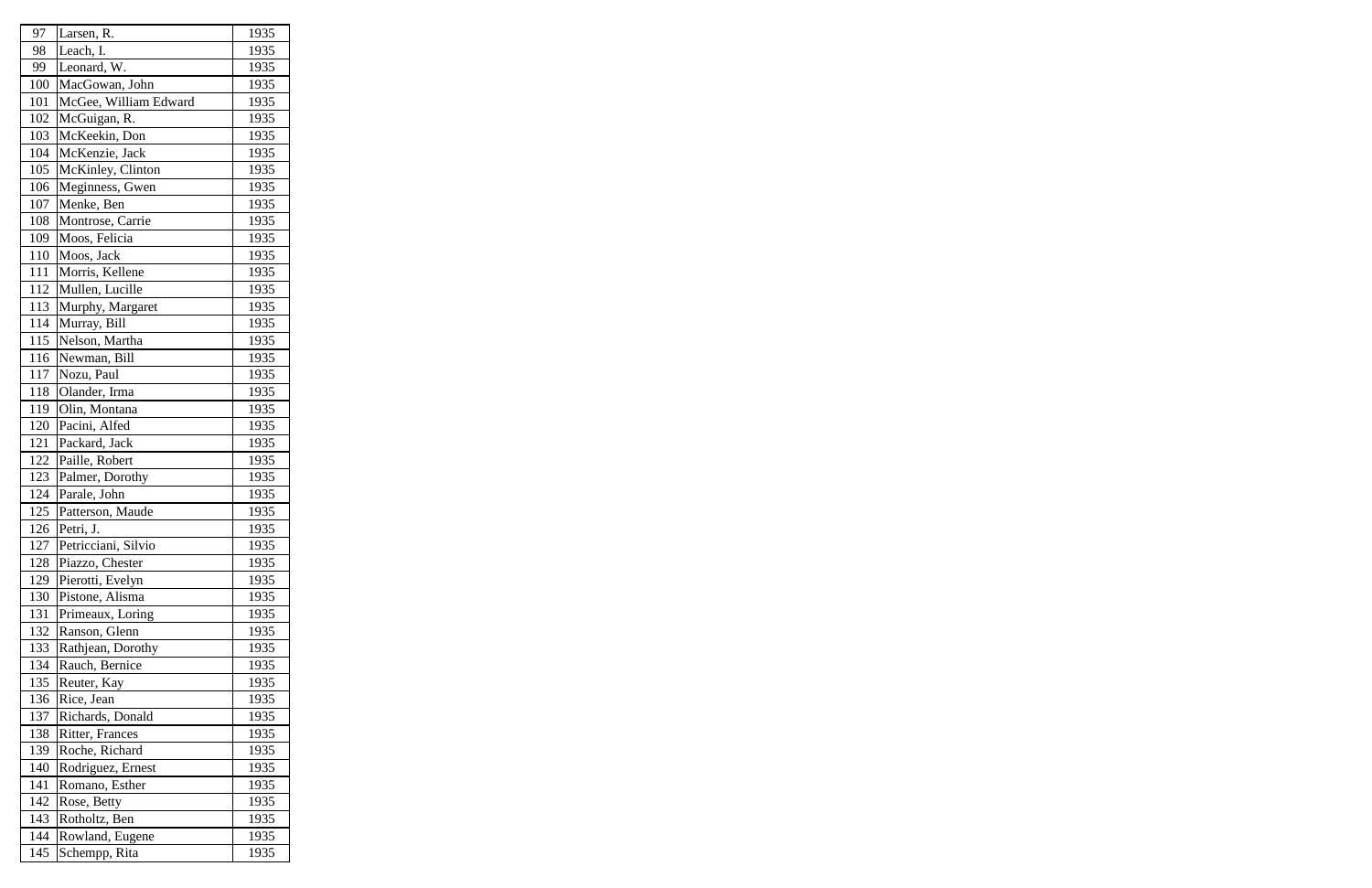| 97 | Larsen, R. | 1935 |
|---|---|---|
| 98 | Leach, I. | 1935 |
| 99 | Leonard, W. | 1935 |
| 100 | MacGowan, John | 1935 |
| 101 | McGee, William Edward | 1935 |
| 102 | McGuigan, R. | 1935 |
| 103 | McKeekin, Don | 1935 |
| 104 | McKenzie, Jack | 1935 |
| 105 | McKinley, Clinton | 1935 |
| 106 | Meginness, Gwen | 1935 |
| 107 | Menke, Ben | 1935 |
| 108 | Montrose, Carrie | 1935 |
| 109 | Moos, Felicia | 1935 |
| 110 | Moos, Jack | 1935 |
| 111 | Morris, Kellene | 1935 |
| 112 | Mullen, Lucille | 1935 |
| 113 | Murphy, Margaret | 1935 |
| 114 | Murray, Bill | 1935 |
| 115 | Nelson, Martha | 1935 |
| 116 | Newman, Bill | 1935 |
| 117 | Nozu, Paul | 1935 |
| 118 | Olander, Irma | 1935 |
| 119 | Olin, Montana | 1935 |
| 120 | Pacini, Alfed | 1935 |
| 121 | Packard, Jack | 1935 |
| 122 | Paille, Robert | 1935 |
| 123 | Palmer, Dorothy | 1935 |
| 124 | Parale, John | 1935 |
| 125 | Patterson, Maude | 1935 |
| 126 | Petri, J. | 1935 |
| 127 | Petricciani, Silvio | 1935 |
| 128 | Piazzo, Chester | 1935 |
| 129 | Pierotti, Evelyn | 1935 |
| 130 | Pistone, Alisma | 1935 |
| 131 | Primeaux, Loring | 1935 |
| 132 | Ranson, Glenn | 1935 |
| 133 | Rathjean, Dorothy | 1935 |
| 134 | Rauch, Bernice | 1935 |
| 135 | Reuter, Kay | 1935 |
| 136 | Rice, Jean | 1935 |
| 137 | Richards, Donald | 1935 |
| 138 | Ritter, Frances | 1935 |
| 139 | Roche, Richard | 1935 |
| 140 | Rodriguez, Ernest | 1935 |
| 141 | Romano, Esther | 1935 |
| 142 | Rose, Betty | 1935 |
| 143 | Rotholtz, Ben | 1935 |
| 144 | Rowland, Eugene | 1935 |
| 145 | Schempp, Rita | 1935 |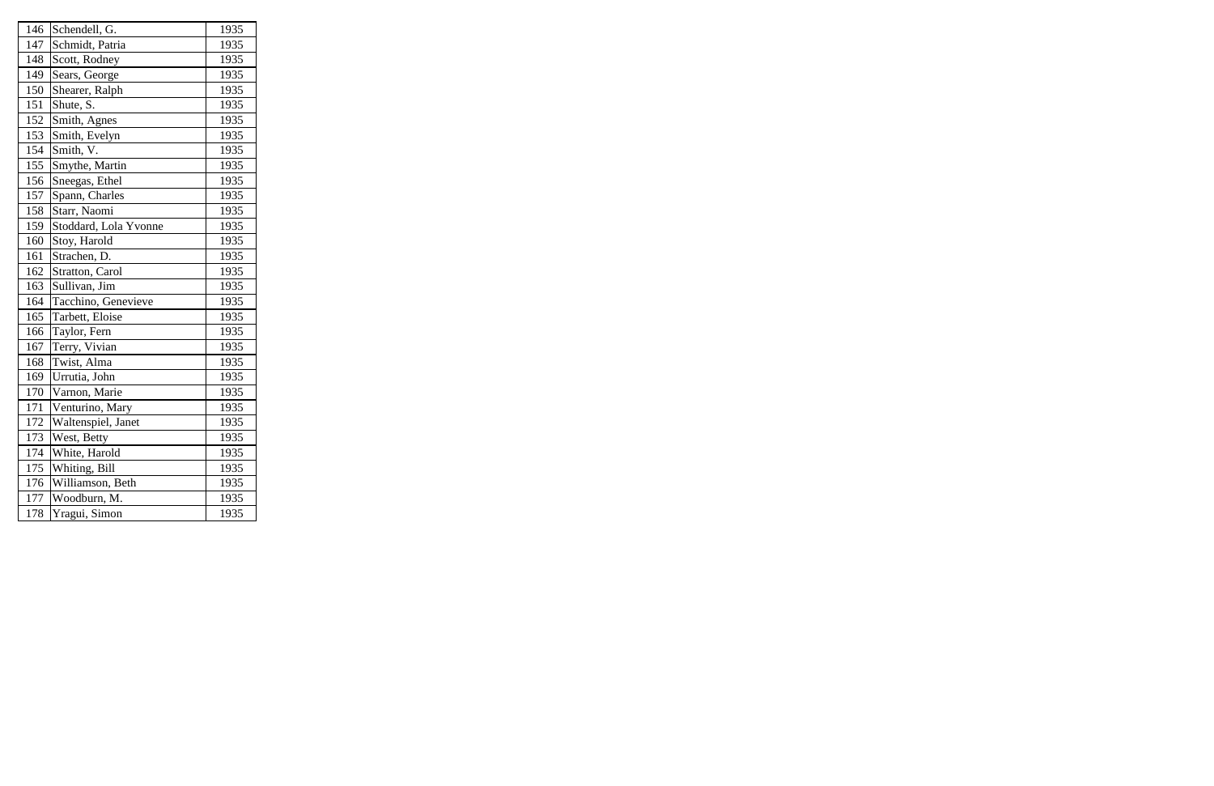| | | |
|---|---|---|
| 146 | Schendell, G. | 1935 |
| 147 | Schmidt, Patria | 1935 |
| 148 | Scott, Rodney | 1935 |
| 149 | Sears, George | 1935 |
| 150 | Shearer, Ralph | 1935 |
| 151 | Shute, S. | 1935 |
| 152 | Smith, Agnes | 1935 |
| 153 | Smith, Evelyn | 1935 |
| 154 | Smith, V. | 1935 |
| 155 | Smythe, Martin | 1935 |
| 156 | Sneegas, Ethel | 1935 |
| 157 | Spann, Charles | 1935 |
| 158 | Starr, Naomi | 1935 |
| 159 | Stoddard, Lola Yvonne | 1935 |
| 160 | Stoy, Harold | 1935 |
| 161 | Strachen, D. | 1935 |
| 162 | Stratton, Carol | 1935 |
| 163 | Sullivan, Jim | 1935 |
| 164 | Tacchino, Genevieve | 1935 |
| 165 | Tarbett, Eloise | 1935 |
| 166 | Taylor, Fern | 1935 |
| 167 | Terry, Vivian | 1935 |
| 168 | Twist, Alma | 1935 |
| 169 | Urrutia, John | 1935 |
| 170 | Varnon, Marie | 1935 |
| 171 | Venturino, Mary | 1935 |
| 172 | Waltenspiel, Janet | 1935 |
| 173 | West, Betty | 1935 |
| 174 | White, Harold | 1935 |
| 175 | Whiting, Bill | 1935 |
| 176 | Williamson, Beth | 1935 |
| 177 | Woodburn, M. | 1935 |
| 178 | Yragui, Simon | 1935 |